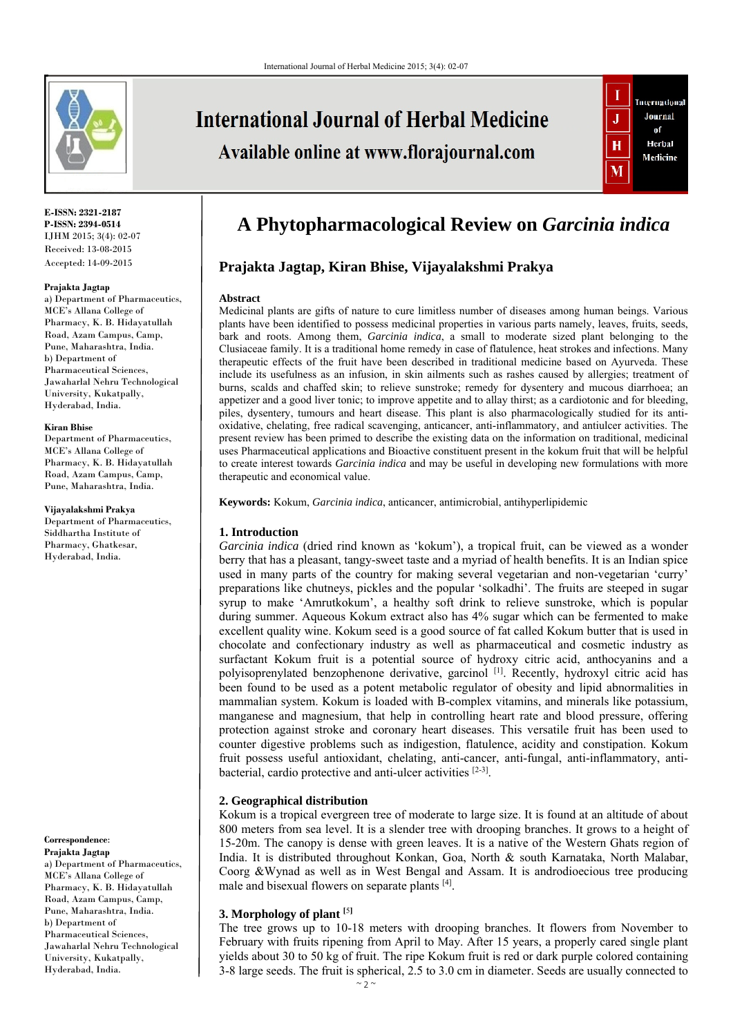E-ISSN: 2321-2187
P-ISSN: 2394-0514
IJHM 2015; 3(4): 02-07
Received: 13-08-2015
Accepted: 14-09-2015

**Prajakta Jagtap**
a) Department of Pharmaceutics, MCE's Allana College of Pharmacy, K. B. Hidayatullah Road, Azam Campus, Camp, Pune, Maharashtra, India.
b) Department of Pharmaceutical Sciences, Jawaharlal Nehru Technological University, Kukatpally, Hyderabad, India.

**Kiran Bhise**
Department of Pharmaceutics, MCE's Allana College of Pharmacy, K. B. Hidayatullah Road, Azam Campus, Camp, Pune, Maharashtra, India.

**Vijayalakshmi Prakya**
Department of Pharmaceutics, Siddhartha Institute of Pharmacy, Ghatkesar, Hyderabad, India.

**Correspondence:**
**Prajakta Jagtap**
a) Department of Pharmaceutics, MCE's Allana College of Pharmacy, K. B. Hidayatullah Road, Azam Campus, Camp, Pune, Maharashtra, India.
b) Department of Pharmaceutical Sciences, Jawaharlal Nehru Technological University, Kukatpally, Hyderabad, India.

# A Phytopharmacological Review on *Garcinia indica*

**Prajakta Jagtap, Kiran Bhise, Vijayalakshmi Prakya**

**Abstract**

Medicinal plants are gifts of nature to cure limitless number of diseases among human beings. Various plants have been identified to possess medicinal properties in various parts namely, leaves, fruits, seeds, bark and roots. Among them, *Garcinia indica*, a small to moderate sized plant belonging to the Clusiaceae family. It is a traditional home remedy in case of flatulence, heat strokes and infections. Many therapeutic effects of the fruit have been described in traditional medicine based on Ayurveda. These include its usefulness as an infusion, in skin ailments such as rashes caused by allergies; treatment of burns, scalds and chaffed skin; to relieve sunstroke; remedy for dysentery and mucous diarrhoea; an appetizer and a good liver tonic; to improve appetite and to allay thirst; as a cardiotonic and for bleeding, piles, dysentery, tumours and heart disease. This plant is also pharmacologically studied for its anti-oxidative, chelating, free radical scavenging, anticancer, anti-inflammatory, and antiulcer activities. The present review has been primed to describe the existing data on the information on traditional, medicinal uses Pharmaceutical applications and Bioactive constituent present in the kokum fruit that will be helpful to create interest towards *Garcinia indica* and may be useful in developing new formulations with more therapeutic and economical value.

**Keywords:** Kokum, *Garcinia indica*, anticancer, antimicrobial, antihyperlipidemic

## 1. Introduction

*Garcinia indica* (dried rind known as 'kokum'), a tropical fruit, can be viewed as a wonder berry that has a pleasant, tangy-sweet taste and a myriad of health benefits. It is an Indian spice used in many parts of the country for making several vegetarian and non-vegetarian 'curry' preparations like chutneys, pickles and the popular 'solkadhi'. The fruits are steeped in sugar syrup to make 'Amrutkokum', a healthy soft drink to relieve sunstroke, which is popular during summer. Aqueous Kokum extract also has 4% sugar which can be fermented to make excellent quality wine. Kokum seed is a good source of fat called Kokum butter that is used in chocolate and confectionary industry as well as pharmaceutical and cosmetic industry as surfactant Kokum fruit is a potential source of hydroxy citric acid, anthocyanins and a polyisoprenylated benzophenone derivative, garcinol [1]. Recently, hydroxyl citric acid has been found to be used as a potent metabolic regulator of obesity and lipid abnormalities in mammalian system. Kokum is loaded with B-complex vitamins, and minerals like potassium, manganese and magnesium, that help in controlling heart rate and blood pressure, offering protection against stroke and coronary heart diseases. This versatile fruit has been used to counter digestive problems such as indigestion, flatulence, acidity and constipation. Kokum fruit possess useful antioxidant, chelating, anti-cancer, anti-fungal, anti-inflammatory, anti-bacterial, cardio protective and anti-ulcer activities [2-3].

## 2. Geographical distribution

Kokum is a tropical evergreen tree of moderate to large size. It is found at an altitude of about 800 meters from sea level. It is a slender tree with drooping branches. It grows to a height of 15-20m. The canopy is dense with green leaves. It is a native of the Western Ghats region of India. It is distributed throughout Konkan, Goa, North & south Karnataka, North Malabar, Coorg &Wynad as well as in West Bengal and Assam. It is androdioecious tree producing male and bisexual flowers on separate plants [4].

## 3. Morphology of plant [5]

The tree grows up to 10-18 meters with drooping branches. It flowers from November to February with fruits ripening from April to May. After 15 years, a properly cared single plant yields about 30 to 50 kg of fruit. The ripe Kokum fruit is red or dark purple colored containing 3-8 large seeds. The fruit is spherical, 2.5 to 3.0 cm in diameter. Seeds are usually connected to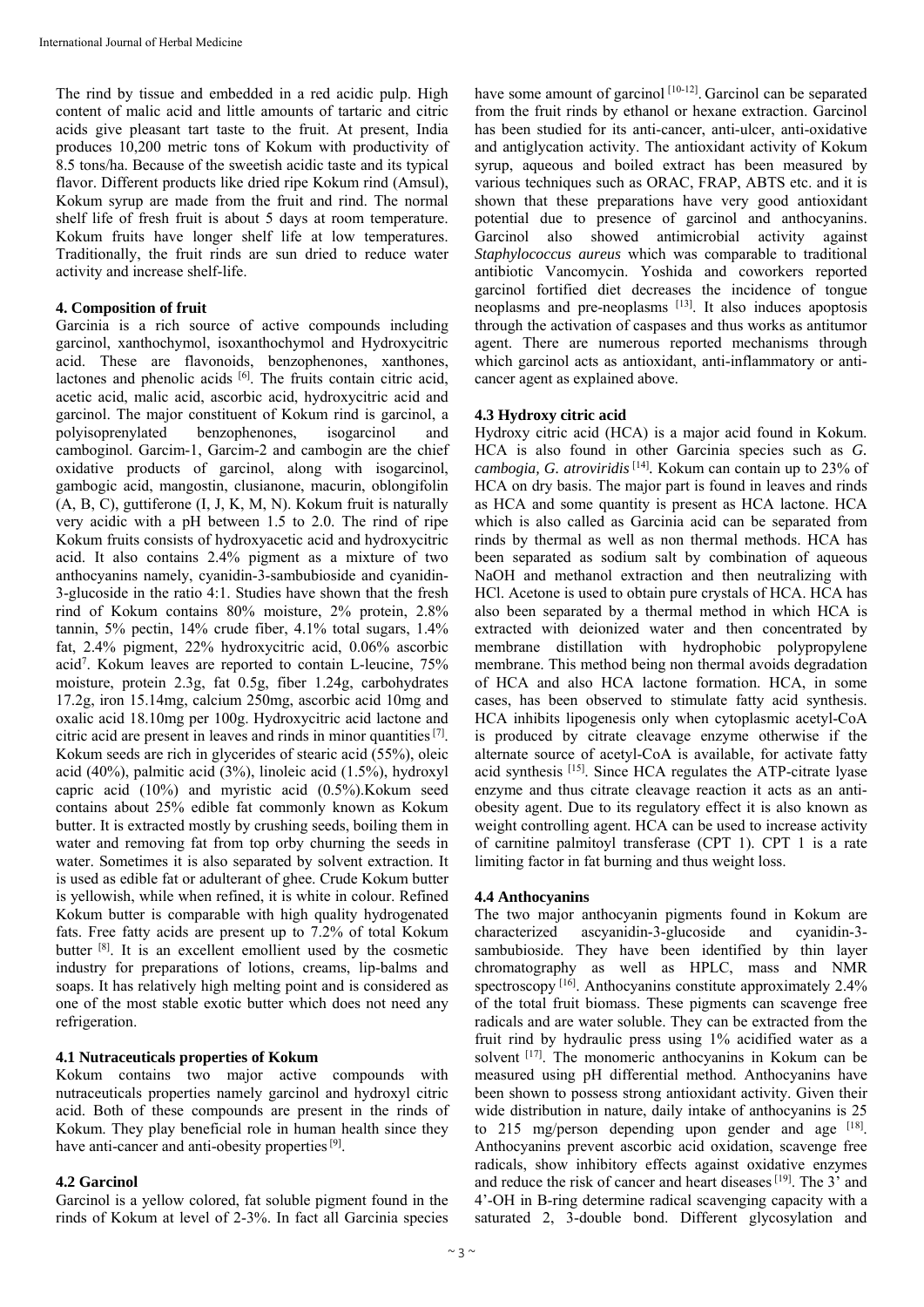The rind by tissue and embedded in a red acidic pulp. High content of malic acid and little amounts of tartaric and citric acids give pleasant tart taste to the fruit. At present, India produces 10,200 metric tons of Kokum with productivity of 8.5 tons/ha. Because of the sweetish acidic taste and its typical flavor. Different products like dried ripe Kokum rind (Amsul), Kokum syrup are made from the fruit and rind. The normal shelf life of fresh fruit is about 5 days at room temperature. Kokum fruits have longer shelf life at low temperatures. Traditionally, the fruit rinds are sun dried to reduce water activity and increase shelf-life.

### 4. Composition of fruit

Garcinia is a rich source of active compounds including garcinol, xanthochymol, isoxanthochymol and Hydroxycitric acid. These are flavonoids, benzophenones, xanthones, lactones and phenolic acids [6]. The fruits contain citric acid, acetic acid, malic acid, ascorbic acid, hydroxycitric acid and garcinol. The major constituent of Kokum rind is garcinol, a polyisoprenylated benzophenones, isogarcinol and camboginol. Garcim-1, Garcim-2 and cambogin are the chief oxidative products of garcinol, along with isogarcinol, gambogic acid, mangostin, clusianone, macurin, oblongifolin (A, B, C), guttiferone (I, J, K, M, N). Kokum fruit is naturally very acidic with a pH between 1.5 to 2.0. The rind of ripe Kokum fruits consists of hydroxyacetic acid and hydroxycitric acid. It also contains 2.4% pigment as a mixture of two anthocyanins namely, cyanidin-3-sambubioside and cyanidin-3-glucoside in the ratio 4:1. Studies have shown that the fresh rind of Kokum contains 80% moisture, 2% protein, 2.8% tannin, 5% pectin, 14% crude fiber, 4.1% total sugars, 1.4% fat, 2.4% pigment, 22% hydroxycitric acid, 0.06% ascorbic acid[7]. Kokum leaves are reported to contain L-leucine, 75% moisture, protein 2.3g, fat 0.5g, fiber 1.24g, carbohydrates 17.2g, iron 15.14mg, calcium 250mg, ascorbic acid 10mg and oxalic acid 18.10mg per 100g. Hydroxycitric acid lactone and citric acid are present in leaves and rinds in minor quantities [7]. Kokum seeds are rich in glycerides of stearic acid (55%), oleic acid (40%), palmitic acid (3%), linoleic acid (1.5%), hydroxyl capric acid (10%) and myristic acid (0.5%).Kokum seed contains about 25% edible fat commonly known as Kokum butter. It is extracted mostly by crushing seeds, boiling them in water and removing fat from top orby churning the seeds in water. Sometimes it is also separated by solvent extraction. It is used as edible fat or adulterant of ghee. Crude Kokum butter is yellowish, while when refined, it is white in colour. Refined Kokum butter is comparable with high quality hydrogenated fats. Free fatty acids are present up to 7.2% of total Kokum butter [8]. It is an excellent emollient used by the cosmetic industry for preparations of lotions, creams, lip-balms and soaps. It has relatively high melting point and is considered as one of the most stable exotic butter which does not need any refrigeration.

### 4.1 Nutraceuticals properties of Kokum

Kokum contains two major active compounds with nutraceuticals properties namely garcinol and hydroxyl citric acid. Both of these compounds are present in the rinds of Kokum. They play beneficial role in human health since they have anti-cancer and anti-obesity properties [9].

### 4.2 Garcinol

Garcinol is a yellow colored, fat soluble pigment found in the rinds of Kokum at level of 2-3%. In fact all Garcinia species have some amount of garcinol [10-12]. Garcinol can be separated from the fruit rinds by ethanol or hexane extraction. Garcinol has been studied for its anti-cancer, anti-ulcer, anti-oxidative and antiglycation activity. The antioxidant activity of Kokum syrup, aqueous and boiled extract has been measured by various techniques such as ORAC, FRAP, ABTS etc. and it is shown that these preparations have very good antioxidant potential due to presence of garcinol and anthocyanins. Garcinol also showed antimicrobial activity against *Staphylococcus aureus* which was comparable to traditional antibiotic Vancomycin. Yoshida and coworkers reported garcinol fortified diet decreases the incidence of tongue neoplasms and pre-neoplasms [13]. It also induces apoptosis through the activation of caspases and thus works as antitumor agent. There are numerous reported mechanisms through which garcinol acts as antioxidant, anti-inflammatory or anti-cancer agent as explained above.

### 4.3 Hydroxy citric acid

Hydroxy citric acid (HCA) is a major acid found in Kokum. HCA is also found in other Garcinia species such as *G. cambogia, G. atroviridis* [14]. Kokum can contain up to 23% of HCA on dry basis. The major part is found in leaves and rinds as HCA and some quantity is present as HCA lactone. HCA which is also called as Garcinia acid can be separated from rinds by thermal as well as non thermal methods. HCA has been separated as sodium salt by combination of aqueous NaOH and methanol extraction and then neutralizing with HCl. Acetone is used to obtain pure crystals of HCA. HCA has also been separated by a thermal method in which HCA is extracted with deionized water and then concentrated by membrane distillation with hydrophobic polypropylene membrane. This method being non thermal avoids degradation of HCA and also HCA lactone formation. HCA, in some cases, has been observed to stimulate fatty acid synthesis. HCA inhibits lipogenesis only when cytoplasmic acetyl-CoA is produced by citrate cleavage enzyme otherwise if the alternate source of acetyl-CoA is available, for activate fatty acid synthesis [15]. Since HCA regulates the ATP-citrate lyase enzyme and thus citrate cleavage reaction it acts as an anti-obesity agent. Due to its regulatory effect it is also known as weight controlling agent. HCA can be used to increase activity of carnitine palmitoyl transferase (CPT 1). CPT 1 is a rate limiting factor in fat burning and thus weight loss.

### 4.4 Anthocyanins

The two major anthocyanin pigments found in Kokum are characterized ascyanidin-3-glucoside and cyanidin-3-sambubioside. They have been identified by thin layer chromatography as well as HPLC, mass and NMR spectroscopy [16]. Anthocyanins constitute approximately 2.4% of the total fruit biomass. These pigments can scavenge free radicals and are water soluble. They can be extracted from the fruit rind by hydraulic press using 1% acidified water as a solvent [17]. The monomeric anthocyanins in Kokum can be measured using pH differential method. Anthocyanins have been shown to possess strong antioxidant activity. Given their wide distribution in nature, daily intake of anthocyanins is 25 to 215 mg/person depending upon gender and age [18]. Anthocyanins prevent ascorbic acid oxidation, scavenge free radicals, show inhibitory effects against oxidative enzymes and reduce the risk of cancer and heart diseases [19]. The 3' and 4'-OH in B-ring determine radical scavenging capacity with a saturated 2, 3-double bond. Different glycosylation and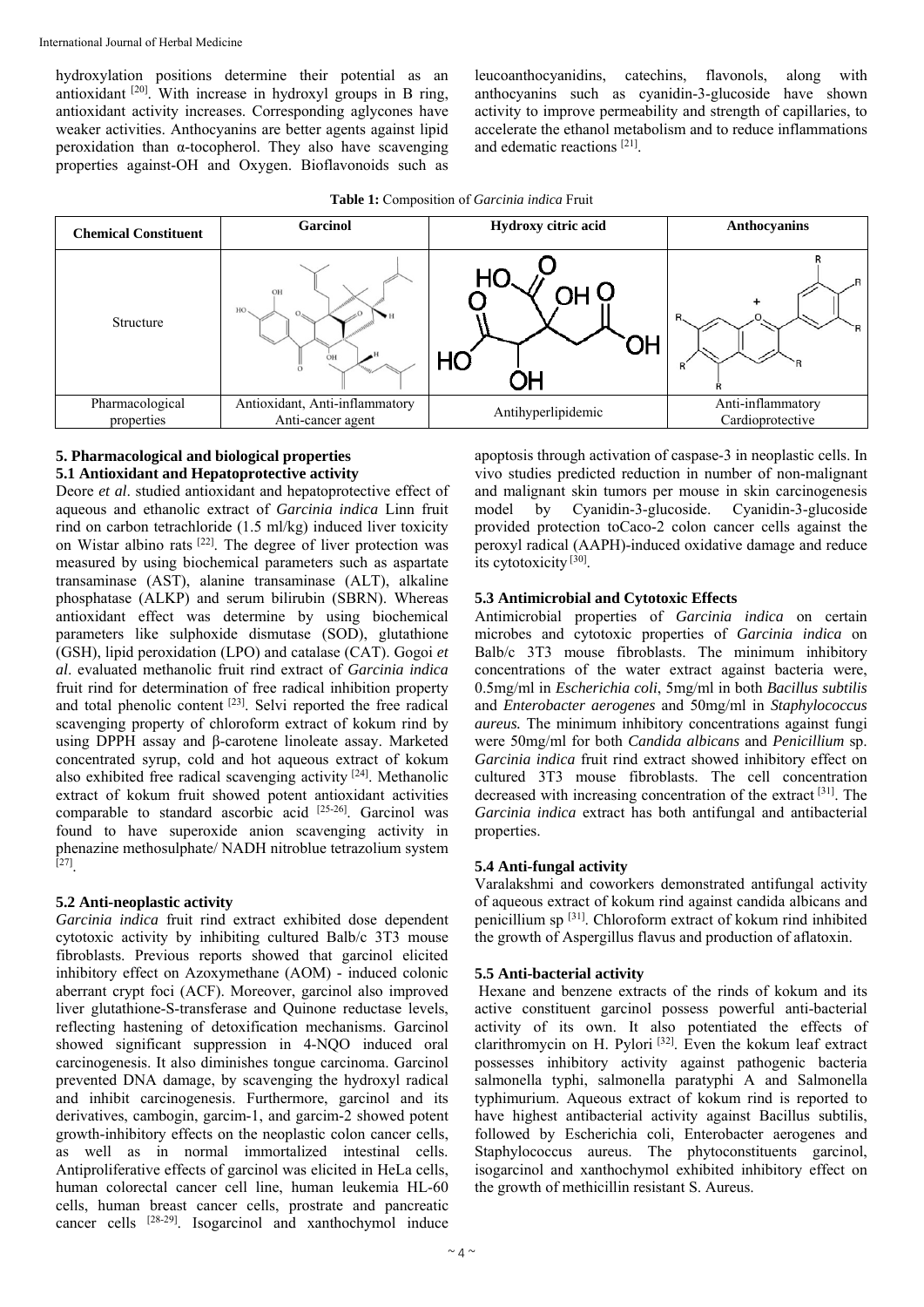hydroxylation positions determine their potential as an antioxidant [20]. With increase in hydroxyl groups in B ring, antioxidant activity increases. Corresponding aglycones have weaker activities. Anthocyanins are better agents against lipid peroxidation than α-tocopherol. They also have scavenging properties against-OH and Oxygen. Bioflavonoids such as leucoanthocyanidins, catechins, flavonols, along with anthocyanins such as cyanidin-3-glucoside have shown activity to improve permeability and strength of capillaries, to accelerate the ethanol metabolism and to reduce inflammations and edematic reactions [21].

**Table 1:** Composition of *Garcinia indica* Fruit

| Chemical Constituent | Garcinol | Hydroxy citric acid | Anthocyanins |
|---|---|---|---|
| Structure | | | |
| Pharmacological properties | Antioxidant, Anti-inflammatory Anti-cancer agent | Antihyperlipidemic | Anti-inflammatory Cardioprotective |

### 5. Pharmacological and biological properties

#### 5.1 Antioxidant and Hepatoprotective activity

Deore *et al*. studied antioxidant and hepatoprotective effect of aqueous and ethanolic extract of *Garcinia indica* Linn fruit rind on carbon tetrachloride (1.5 ml/kg) induced liver toxicity on Wistar albino rats [22]. The degree of liver protection was measured by using biochemical parameters such as aspartate transaminase (AST), alanine transaminase (ALT), alkaline phosphatase (ALKP) and serum bilirubin (SBRN). Whereas antioxidant effect was determine by using biochemical parameters like sulphoxide dismutase (SOD), glutathione (GSH), lipid peroxidation (LPO) and catalase (CAT). Gogoi *et al*. evaluated methanolic fruit rind extract of *Garcinia indica* fruit rind for determination of free radical inhibition property and total phenolic content [23]. Selvi reported the free radical scavenging property of chloroform extract of kokum rind by using DPPH assay and β-carotene linoleate assay. Marketed concentrated syrup, cold and hot aqueous extract of kokum also exhibited free radical scavenging activity [24]. Methanolic extract of kokum fruit showed potent antioxidant activities comparable to standard ascorbic acid [25-26]. Garcinol was found to have superoxide anion scavenging activity in phenazine methosulphate/ NADH nitroblue tetrazolium system [27].

#### 5.2 Anti-neoplastic activity

*Garcinia indica* fruit rind extract exhibited dose dependent cytotoxic activity by inhibiting cultured Balb/c 3T3 mouse fibroblasts. Previous reports showed that garcinol elicited inhibitory effect on Azoxymethane (AOM) - induced colonic aberrant crypt foci (ACF). Moreover, garcinol also improved liver glutathione-S-transferase and Quinone reductase levels, reflecting hastening of detoxification mechanisms. Garcinol showed significant suppression in 4-NQO induced oral carcinogenesis. It also diminishes tongue carcinoma. Garcinol prevented DNA damage, by scavenging the hydroxyl radical and inhibit carcinogenesis. Furthermore, garcinol and its derivatives, cambogin, garcim-1, and garcim-2 showed potent growth-inhibitory effects on the neoplastic colon cancer cells, as well as in normal immortalized intestinal cells. Antiproliferative effects of garcinol was elicited in HeLa cells, human colorectal cancer cell line, human leukemia HL-60 cells, human breast cancer cells, prostrate and pancreatic cancer cells [28-29]. Isogarcinol and xanthochymol induce apoptosis through activation of caspase-3 in neoplastic cells. In vivo studies predicted reduction in number of non-malignant and malignant skin tumors per mouse in skin carcinogenesis model by Cyanidin-3-glucoside. Cyanidin-3-glucoside provided protection toCaco-2 colon cancer cells against the peroxyl radical (AAPH)-induced oxidative damage and reduce its cytotoxicity [30].

#### 5.3 Antimicrobial and Cytotoxic Effects

Antimicrobial properties of *Garcinia indica* on certain microbes and cytotoxic properties of *Garcinia indica* on Balb/c 3T3 mouse fibroblasts. The minimum inhibitory concentrations of the water extract against bacteria were, 0.5mg/ml in *Escherichia coli*, 5mg/ml in both *Bacillus subtilis* and *Enterobacter aerogenes* and 50mg/ml in *Staphylococcus aureus.* The minimum inhibitory concentrations against fungi were 50mg/ml for both *Candida albicans* and *Penicillium* sp. *Garcinia indica* fruit rind extract showed inhibitory effect on cultured 3T3 mouse fibroblasts. The cell concentration decreased with increasing concentration of the extract [31]. The *Garcinia indica* extract has both antifungal and antibacterial properties.

#### 5.4 Anti-fungal activity

Varalakshmi and coworkers demonstrated antifungal activity of aqueous extract of kokum rind against candida albicans and penicillium sp [31]. Chloroform extract of kokum rind inhibited the growth of Aspergillus flavus and production of aflatoxin.

#### 5.5 Anti-bacterial activity

Hexane and benzene extracts of the rinds of kokum and its active constituent garcinol possess powerful anti-bacterial activity of its own. It also potentiated the effects of clarithromycin on H. Pylori [32]. Even the kokum leaf extract possesses inhibitory activity against pathogenic bacteria salmonella typhi, salmonella paratyphi A and Salmonella typhimurium. Aqueous extract of kokum rind is reported to have highest antibacterial activity against Bacillus subtilis, followed by Escherichia coli, Enterobacter aerogenes and Staphylococcus aureus. The phytoconstituents garcinol, isogarcinol and xanthochymol exhibited inhibitory effect on the growth of methicillin resistant S. Aureus.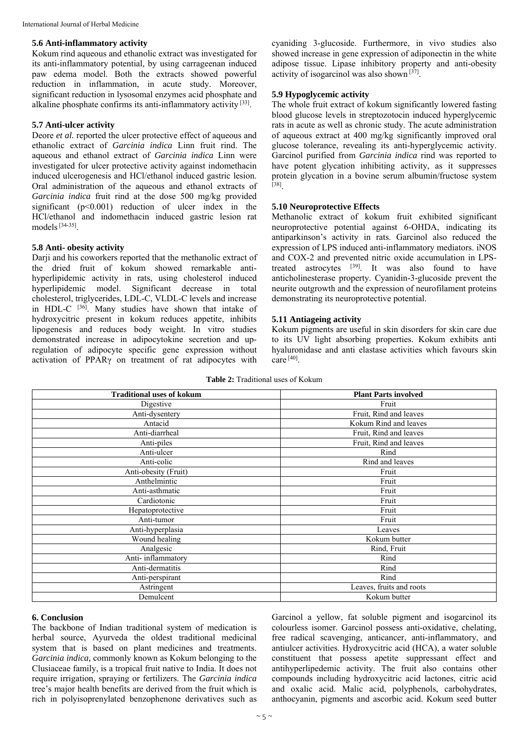### 5.6 Anti-inflammatory activity

Kokum rind aqueous and ethanolic extract was investigated for its anti-inflammatory potential, by using carrageenan induced paw edema model. Both the extracts showed powerful reduction in inflammation, in acute study. Moreover, significant reduction in lysosomal enzymes acid phosphate and alkaline phosphate confirms its anti-inflammatory activity [33].

### 5.7 Anti-ulcer activity

Deore *et al.* reported the ulcer protective effect of aqueous and ethanolic extract of *Garcinia indica* Linn fruit rind. The aqueous and ethanol extract of *Garcinia indica* Linn were investigated for ulcer protective activity against indomethacin induced ulcerogenesis and HCl/ethanol induced gastric lesion. Oral administration of the aqueous and ethanol extracts of *Garcinia indica* fruit rind at the dose 500 mg/kg provided significant ($p<0.001$) reduction of ulcer index in the HCl/ethanol and indomethacin induced gastric lesion rat models [34-35].

### 5.8 Anti- obesity activity

Darji and his coworkers reported that the methanolic extract of the dried fruit of kokum showed remarkable anti-hyperlipidemic activity in rats, using cholesterol induced hyperlipidemic model. Significant decrease in total cholesterol, triglycerides, LDL-C, VLDL-C levels and increase in HDL-C [36]. Many studies have shown that intake of hydroxycitric present in kokum reduces appetite, inhibits lipogenesis and reduces body weight. In vitro studies demonstrated increase in adipocytokine secretion and up-regulation of adipocyte specific gene expression without activation of PPARγ on treatment of rat adipocytes with cyaniding 3-glucoside. Furthermore, in vivo studies also showed increase in gene expression of adiponectin in the white adipose tissue. Lipase inhibitory property and anti-obesity activity of isogarcinol was also shown [37].

### 5.9 Hypoglycemic activity

The whole fruit extract of kokum significantly lowered fasting blood glucose levels in streptozotocin induced hyperglycemic rats in acute as well as chronic study. The acute administration of aqueous extract at 400 mg/kg significantly improved oral glucose tolerance, revealing its anti-hyperglycemic activity. Garcinol purified from *Garcinia indica* rind was reported to have potent glycation inhibiting activity, as it suppresses protein glycation in a bovine serum albumin/fructose system [38].

### 5.10 Neuroprotective Effects

Methanolic extract of kokum fruit exhibited significant neuroprotective potential against 6-OHDA, indicating its antiparkinson's activity in rats. Garcinol also reduced the expression of LPS induced anti-inflammatory mediators. iNOS and COX-2 and prevented nitric oxide accumulation in LPS-treated astrocytes [39]. It was also found to have anticholinesterase property. Cyanidin-3-glucoside prevent the neurite outgrowth and the expression of neurofilament proteins demonstrating its neuroprotective potential.

### 5.11 Antiageing activity

Kokum pigments are useful in skin disorders for skin care due to its UV light absorbing properties. Kokum exhibits anti hyaluronidase and anti elastase activities which favours skin care [40].

**Table 2:** Traditional uses of Kokum

| Traditional uses of kokum | Plant Parts involved |
|---|---|
| Digestive | Fruit |
| Anti-dysentery | Fruit, Rind and leaves |
| Antacid | Kokum Rind and leaves |
| Anti-diarrheal | Fruit, Rind and leaves |
| Anti-piles | Fruit, Rind and leaves |
| Anti-ulcer | Rind |
| Anti-colic | Rind and leaves |
| Anti-obesity (Fruit) | Fruit |
| Anthelmintic | Fruit |
| Anti-asthmatic | Fruit |
| Cardiotonic | Fruit |
| Hepatoprotective | Fruit |
| Anti-tumor | Fruit |
| Anti-hyperplasia | Leaves |
| Wound healing | Kokum butter |
| Analgesic | Rind, Fruit |
| Anti- inflammatory | Rind |
| Anti-dermatitis | Rind |
| Anti-perspirant | Rind |
| Astringent | Leaves, fruits and roots |
| Demulcent | Kokum butter |

## 6. Conclusion

The backbone of Indian traditional system of medication is herbal source, Ayurveda the oldest traditional medicinal system that is based on plant medicines and treatments. *Garcinia indica,* commonly known as Kokum belonging to the Clusiaceae family, is a tropical fruit native to India. It does not require irrigation, spraying or fertilizers. The *Garcinia indica* tree's major health benefits are derived from the fruit which is rich in polyisoprenylated benzophenone derivatives such as Garcinol a yellow, fat soluble pigment and isogarcinol its colourless isomer. Garcinol possess anti-oxidative, chelating, free radical scavenging, anticancer, anti-inflammatory, and antiulcer activities. Hydroxycitric acid (HCA), a water soluble constituent that possess apetite suppressant effect and antihyperlipedemic activity. The fruit also contains other compounds including hydroxycitric acid lactones, citric acid and oxalic acid. Malic acid, polyphenols, carbohydrates, anthocyanin, pigments and ascorbic acid. Kokum seed butter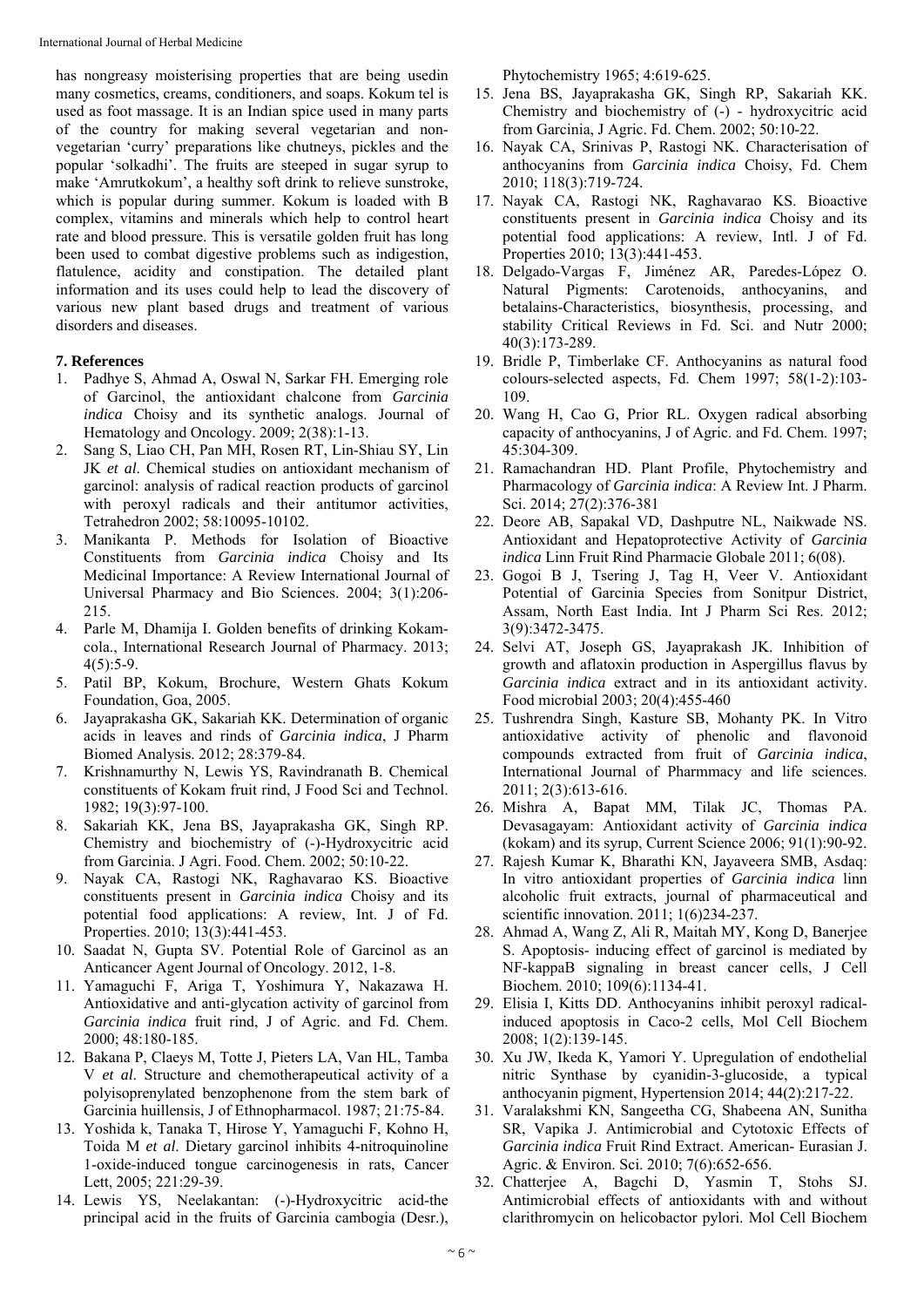has nongreasy moisterising properties that are being usedin many cosmetics, creams, conditioners, and soaps. Kokum tel is used as foot massage. It is an Indian spice used in many parts of the country for making several vegetarian and non-vegetarian 'curry' preparations like chutneys, pickles and the popular 'solkadhi'. The fruits are steeped in sugar syrup to make 'Amrutkokum', a healthy soft drink to relieve sunstroke, which is popular during summer. Kokum is loaded with B complex, vitamins and minerals which help to control heart rate and blood pressure. This is versatile golden fruit has long been used to combat digestive problems such as indigestion, flatulence, acidity and constipation. The detailed plant information and its uses could help to lead the discovery of various new plant based drugs and treatment of various disorders and diseases.

## 7. References

1. Padhye S, Ahmad A, Oswal N, Sarkar FH. Emerging role of Garcinol, the antioxidant chalcone from *Garcinia indica* Choisy and its synthetic analogs. Journal of Hematology and Oncology. 2009; 2(38):1-13.
2. Sang S, Liao CH, Pan MH, Rosen RT, Lin-Shiau SY, Lin JK *et al*. Chemical studies on antioxidant mechanism of garcinol: analysis of radical reaction products of garcinol with peroxyl radicals and their antitumor activities, Tetrahedron 2002; 58:10095-10102.
3. Manikanta P. Methods for Isolation of Bioactive Constituents from *Garcinia indica* Choisy and Its Medicinal Importance: A Review International Journal of Universal Pharmacy and Bio Sciences. 2004; 3(1):206-215.
4. Parle M, Dhamija I. Golden benefits of drinking Kokam-cola., International Research Journal of Pharmacy. 2013; 4(5):5-9.
5. Patil BP, Kokum, Brochure, Western Ghats Kokum Foundation, Goa, 2005.
6. Jayaprakasha GK, Sakariah KK. Determination of organic acids in leaves and rinds of *Garcinia indica*, J Pharm Biomed Analysis. 2012; 28:379-84.
7. Krishnamurthy N, Lewis YS, Ravindranath B. Chemical constituents of Kokam fruit rind, J Food Sci and Technol. 1982; 19(3):97-100.
8. Sakariah KK, Jena BS, Jayaprakasha GK, Singh RP. Chemistry and biochemistry of (-)-Hydroxycitric acid from Garcinia. J Agri. Food. Chem. 2002; 50:10-22.
9. Nayak CA, Rastogi NK, Raghavarao KS. Bioactive constituents present in *Garcinia indica* Choisy and its potential food applications: A review, Int. J of Fd. Properties. 2010; 13(3):441-453.
10. Saadat N, Gupta SV. Potential Role of Garcinol as an Anticancer Agent Journal of Oncology. 2012, 1-8.
11. Yamaguchi F, Ariga T, Yoshimura Y, Nakazawa H. Antioxidative and anti-glycation activity of garcinol from *Garcinia indica* fruit rind, J of Agric. and Fd. Chem. 2000; 48:180-185.
12. Bakana P, Claeys M, Totte J, Pieters LA, Van HL, Tamba V *et al*. Structure and chemotherapeutical activity of a polyisoprenylated benzophenone from the stem bark of Garcinia huillensis, J of Ethnopharmacol. 1987; 21:75-84.
13. Yoshida k, Tanaka T, Hirose Y, Yamaguchi F, Kohno H, Toida M *et al*. Dietary garcinol inhibits 4-nitroquinoline 1-oxide-induced tongue carcinogenesis in rats, Cancer Lett, 2005; 221:29-39.
14. Lewis YS, Neelakantan: (-)-Hydroxycitric acid-the principal acid in the fruits of Garcinia cambogia (Desr.), Phytochemistry 1965; 4:619-625.
15. Jena BS, Jayaprakasha GK, Singh RP, Sakariah KK. Chemistry and biochemistry of (-) - hydroxycitric acid from Garcinia, J Agric. Fd. Chem. 2002; 50:10-22.
16. Nayak CA, Srinivas P, Rastogi NK. Characterisation of anthocyanins from *Garcinia indica* Choisy, Fd. Chem 2010; 118(3):719-724.
17. Nayak CA, Rastogi NK, Raghavarao KS. Bioactive constituents present in *Garcinia indica* Choisy and its potential food applications: A review, Intl. J of Fd. Properties 2010; 13(3):441-453.
18. Delgado-Vargas F, Jiménez AR, Paredes-López O. Natural Pigments: Carotenoids, anthocyanins, and betalains-Characteristics, biosynthesis, processing, and stability Critical Reviews in Fd. Sci. and Nutr 2000; 40(3):173-289.
19. Bridle P, Timberlake CF. Anthocyanins as natural food colours-selected aspects, Fd. Chem 1997; 58(1-2):103-109.
20. Wang H, Cao G, Prior RL. Oxygen radical absorbing capacity of anthocyanins, J of Agric. and Fd. Chem. 1997; 45:304-309.
21. Ramachandran HD. Plant Profile, Phytochemistry and Pharmacology of *Garcinia indica*: A Review Int. J Pharm. Sci. 2014; 27(2):376-381
22. Deore AB, Sapakal VD, Dashputre NL, Naikwade NS. Antioxidant and Hepatoprotective Activity of *Garcinia indica* Linn Fruit Rind Pharmacie Globale 2011; 6(08).
23. Gogoi B J, Tsering J, Tag H, Veer V. Antioxidant Potential of Garcinia Species from Sonitpur District, Assam, North East India. Int J Pharm Sci Res. 2012; 3(9):3472-3475.
24. Selvi AT, Joseph GS, Jayaprakash JK. Inhibition of growth and aflatoxin production in Aspergillus flavus by *Garcinia indica* extract and in its antioxidant activity. Food microbial 2003; 20(4):455-460
25. Tushrendra Singh, Kasture SB, Mohanty PK. In Vitro antioxidative activity of phenolic and flavonoid compounds extracted from fruit of *Garcinia indica*, International Journal of Pharmmacy and life sciences. 2011; 2(3):613-616.
26. Mishra A, Bapat MM, Tilak JC, Thomas PA. Devasagayam: Antioxidant activity of *Garcinia indica* (kokam) and its syrup, Current Science 2006; 91(1):90-92.
27. Rajesh Kumar K, Bharathi KN, Jayaveera SMB, Asdaq: In vitro antioxidant properties of *Garcinia indica* linn alcoholic fruit extracts, journal of pharmaceutical and scientific innovation. 2011; 1(6)234-237.
28. Ahmad A, Wang Z, Ali R, Maitah MY, Kong D, Banerjee S. Apoptosis- inducing effect of garcinol is mediated by NF-kappaB signaling in breast cancer cells, J Cell Biochem. 2010; 109(6):1134-41.
29. Elisia I, Kitts DD. Anthocyanins inhibit peroxyl radical-induced apoptosis in Caco-2 cells, Mol Cell Biochem 2008; 1(2):139-145.
30. Xu JW, Ikeda K, Yamori Y. Upregulation of endothelial nitric Synthase by cyanidin-3-glucoside, a typical anthocyanin pigment, Hypertension 2014; 44(2):217-22.
31. Varalakshmi KN, Sangeetha CG, Shabeena AN, Sunitha SR, Vapika J. Antimicrobial and Cytotoxic Effects of *Garcinia indica* Fruit Rind Extract. American- Eurasian J. Agric. & Environ. Sci. 2010; 7(6):652-656.
32. Chatterjee A, Bagchi D, Yasmin T, Stohs SJ. Antimicrobial effects of antioxidants with and without clarithromycin on helicobacter pylori. Mol Cell Biochem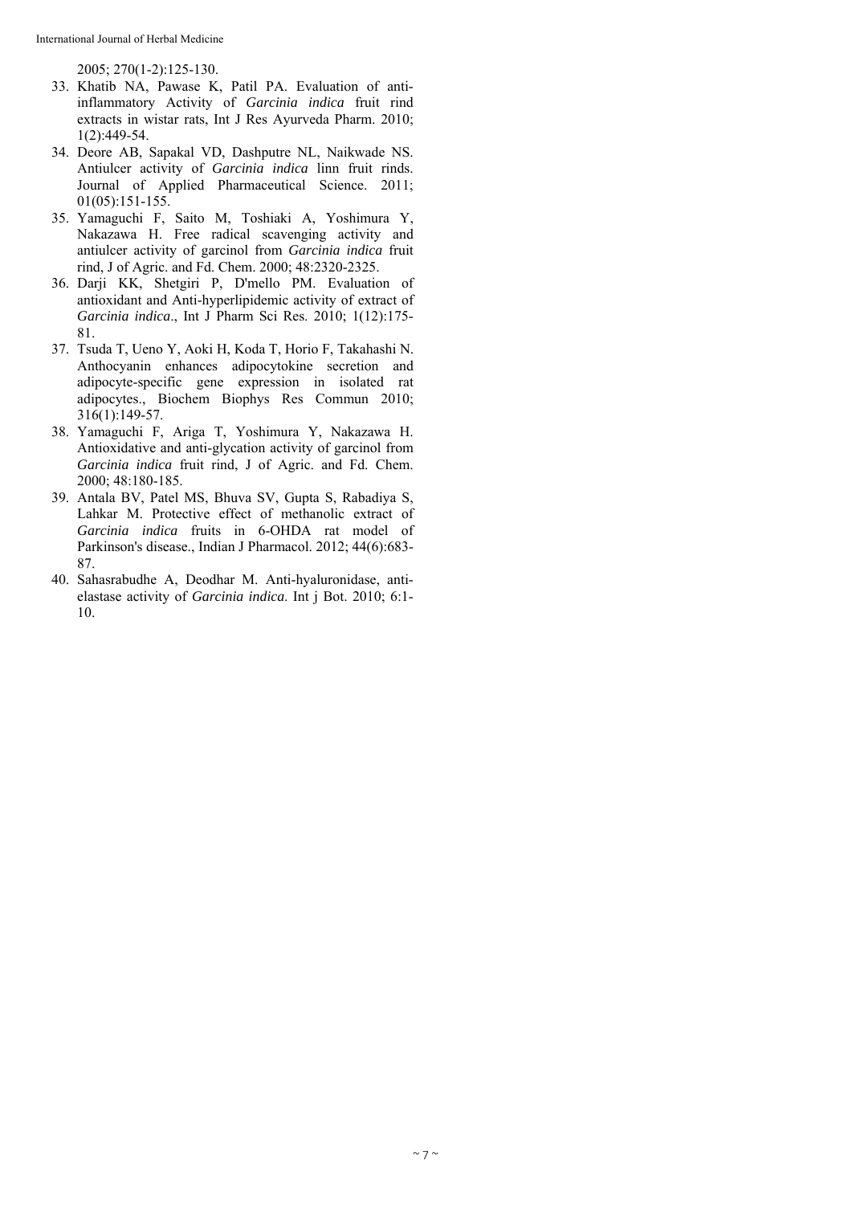2005; 270(1-2):125-130.

33. Khatib NA, Pawase K, Patil PA. Evaluation of anti-inflammatory Activity of *Garcinia indica* fruit rind extracts in wistar rats, Int J Res Ayurveda Pharm. 2010; 1(2):449-54.
34. Deore AB, Sapakal VD, Dashputre NL, Naikwade NS. Antiulcer activity of *Garcinia indica* linn fruit rinds. Journal of Applied Pharmaceutical Science. 2011; 01(05):151-155.
35. Yamaguchi F, Saito M, Toshiaki A, Yoshimura Y, Nakazawa H. Free radical scavenging activity and antiulcer activity of garcinol from *Garcinia indica* fruit rind, J of Agric. and Fd. Chem. 2000; 48:2320-2325.
36. Darji KK, Shetgiri P, D'mello PM. Evaluation of antioxidant and Anti-hyperlipidemic activity of extract of *Garcinia indica*., Int J Pharm Sci Res. 2010; 1(12):175-81.
37. Tsuda T, Ueno Y, Aoki H, Koda T, Horio F, Takahashi N. Anthocyanin enhances adipocytokine secretion and adipocyte-specific gene expression in isolated rat adipocytes., Biochem Biophys Res Commun 2010; 316(1):149-57.
38. Yamaguchi F, Ariga T, Yoshimura Y, Nakazawa H. Antioxidative and anti-glycation activity of garcinol from *Garcinia indica* fruit rind, J of Agric. and Fd. Chem. 2000; 48:180-185.
39. Antala BV, Patel MS, Bhuva SV, Gupta S, Rabadiya S, Lahkar M. Protective effect of methanolic extract of *Garcinia indica* fruits in 6-OHDA rat model of Parkinson's disease., Indian J Pharmacol. 2012; 44(6):683-87.
40. Sahasrabudhe A, Deodhar M. Anti-hyaluronidase, anti-elastase activity of *Garcinia indica*. Int j Bot. 2010; 6:1-10.